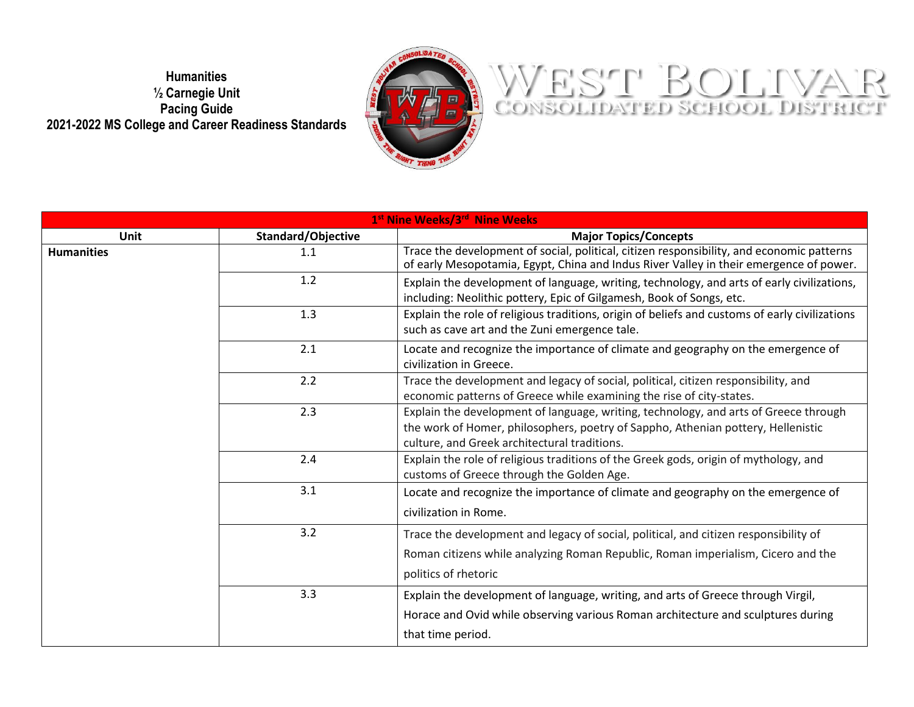**Humanities**
**½ Carnegie Unit**
**Pacing Guide**
**2021-2022 MS College and Career Readiness Standards**

WEST BOLIVAR
CONSOLIDATED SCHOOL DISTRICT

| 1st Nine Weeks/3rd Nine Weeks | | |
|---|---|---|
| **Unit** | **Standard/Objective** | **Major Topics/Concepts** |
| **Humanities** | 1.1 | Trace the development of social, political, citizen responsibility, and economic patterns of early Mesopotamia, Egypt, China and Indus River Valley in their emergence of power. |
| | 1.2 | Explain the development of language, writing, technology, and arts of early civilizations, including: Neolithic pottery, Epic of Gilgamesh, Book of Songs, etc. |
| | 1.3 | Explain the role of religious traditions, origin of beliefs and customs of early civilizations such as cave art and the Zuni emergence tale. |
| | 2.1 | Locate and recognize the importance of climate and geography on the emergence of civilization in Greece. |
| | 2.2 | Trace the development and legacy of social, political, citizen responsibility, and economic patterns of Greece while examining the rise of city-states. |
| | 2.3 | Explain the development of language, writing, technology, and arts of Greece through the work of Homer, philosophers, poetry of Sappho, Athenian pottery, Hellenistic culture, and Greek architectural traditions. |
| | 2.4 | Explain the role of religious traditions of the Greek gods, origin of mythology, and customs of Greece through the Golden Age. |
| | 3.1 | Locate and recognize the importance of climate and geography on the emergence of civilization in Rome. |
| | 3.2 | Trace the development and legacy of social, political, and citizen responsibility of Roman citizens while analyzing Roman Republic, Roman imperialism, Cicero and the politics of rhetoric |
| | 3.3 | Explain the development of language, writing, and arts of Greece through Virgil, Horace and Ovid while observing various Roman architecture and sculptures during that time period. |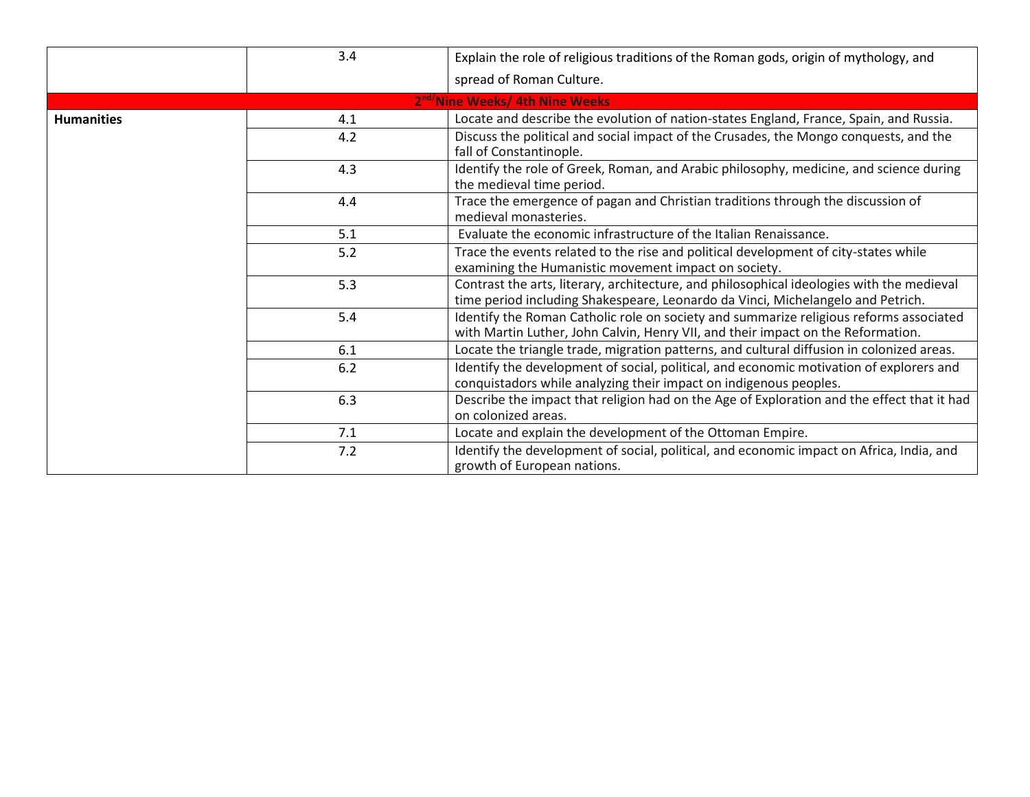| | | |
|---|---|---|
| | 3.4 | Explain the role of religious traditions of the Roman gods, origin of mythology, and spread of Roman Culture. |
| **2nd/Nine Weeks/ 4th Nine Weeks** | | |
| **Humanities** | 4.1 | Locate and describe the evolution of nation-states England, France, Spain, and Russia. |
| | 4.2 | Discuss the political and social impact of the Crusades, the Mongo conquests, and the fall of Constantinople. |
| | 4.3 | Identify the role of Greek, Roman, and Arabic philosophy, medicine, and science during the medieval time period. |
| | 4.4 | Trace the emergence of pagan and Christian traditions through the discussion of medieval monasteries. |
| | 5.1 | Evaluate the economic infrastructure of the Italian Renaissance. |
| | 5.2 | Trace the events related to the rise and political development of city-states while examining the Humanistic movement impact on society. |
| | 5.3 | Contrast the arts, literary, architecture, and philosophical ideologies with the medieval time period including Shakespeare, Leonardo da Vinci, Michelangelo and Petrich. |
| | 5.4 | Identify the Roman Catholic role on society and summarize religious reforms associated with Martin Luther, John Calvin, Henry VII, and their impact on the Reformation. |
| | 6.1 | Locate the triangle trade, migration patterns, and cultural diffusion in colonized areas. |
| | 6.2 | Identify the development of social, political, and economic motivation of explorers and conquistadors while analyzing their impact on indigenous peoples. |
| | 6.3 | Describe the impact that religion had on the Age of Exploration and the effect that it had on colonized areas. |
| | 7.1 | Locate and explain the development of the Ottoman Empire. |
| | 7.2 | Identify the development of social, political, and economic impact on Africa, India, and growth of European nations. |